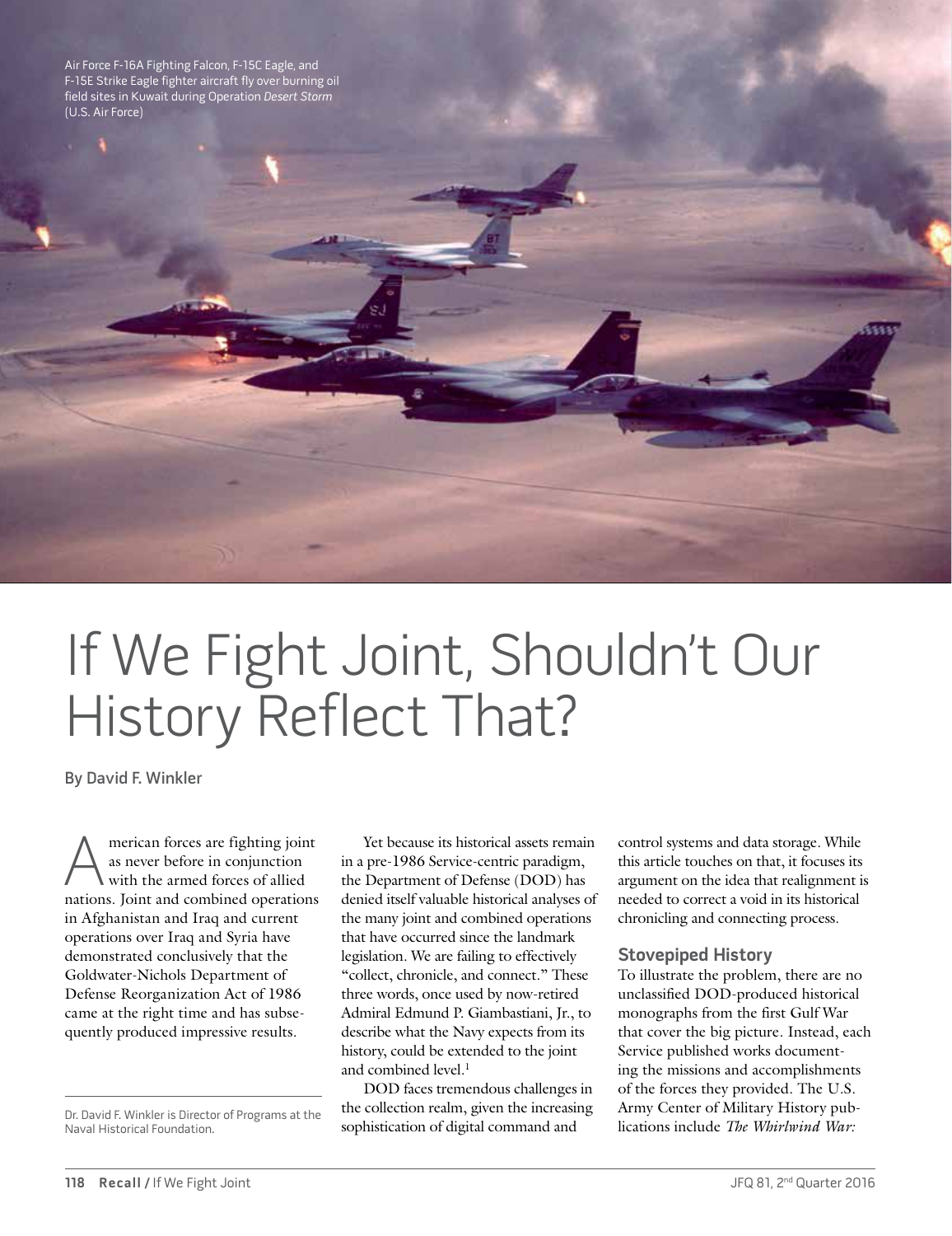Air Force F-16A Fighting Falcon, F-15C Eagle, and F-15E Strike Eagle fighter aircraft fly over burning oil field sites in Kuwait during Operation *Desert Storm* (U.S. Air Force)

# If We Fight Joint, Shouldn't Our History Reflect That?

By David F. Winkler

American forces are fighting joint as never before in conjunction with the armed forces of allied nations. Joint and combined operations in Afghanistan and Iraq and current operations over Iraq and Syria have demonstrated conclusively that the Goldwater-Nichols Department of Defense Reorganization Act of 1986 came at the right time and has subsequently produced impressive results.

Dr. David F. Winkler is Director of Programs at the Naval Historical Foundation.

Yet because its historical assets remain in a pre-1986 Service-centric paradigm, the Department of Defense (DOD) has denied itself valuable historical analyses of the many joint and combined operations that have occurred since the landmark legislation. We are failing to effectively "collect, chronicle, and connect." These three words, once used by now-retired Admiral Edmund P. Giambastiani, Jr., to describe what the Navy expects from its history, could be extended to the joint and combined level.[1]

DOD faces tremendous challenges in the collection realm, given the increasing sophistication of digital command and control systems and data storage. While this article touches on that, it focuses its argument on the idea that realignment is needed to correct a void in its historical chronicling and connecting process.

## Stovepiped History

To illustrate the problem, there are no unclassified DOD-produced historical monographs from the first Gulf War that cover the big picture. Instead, each Service published works documenting the missions and accomplishments of the forces they provided. The U.S. Army Center of Military History publications include *The Whirlwind War:*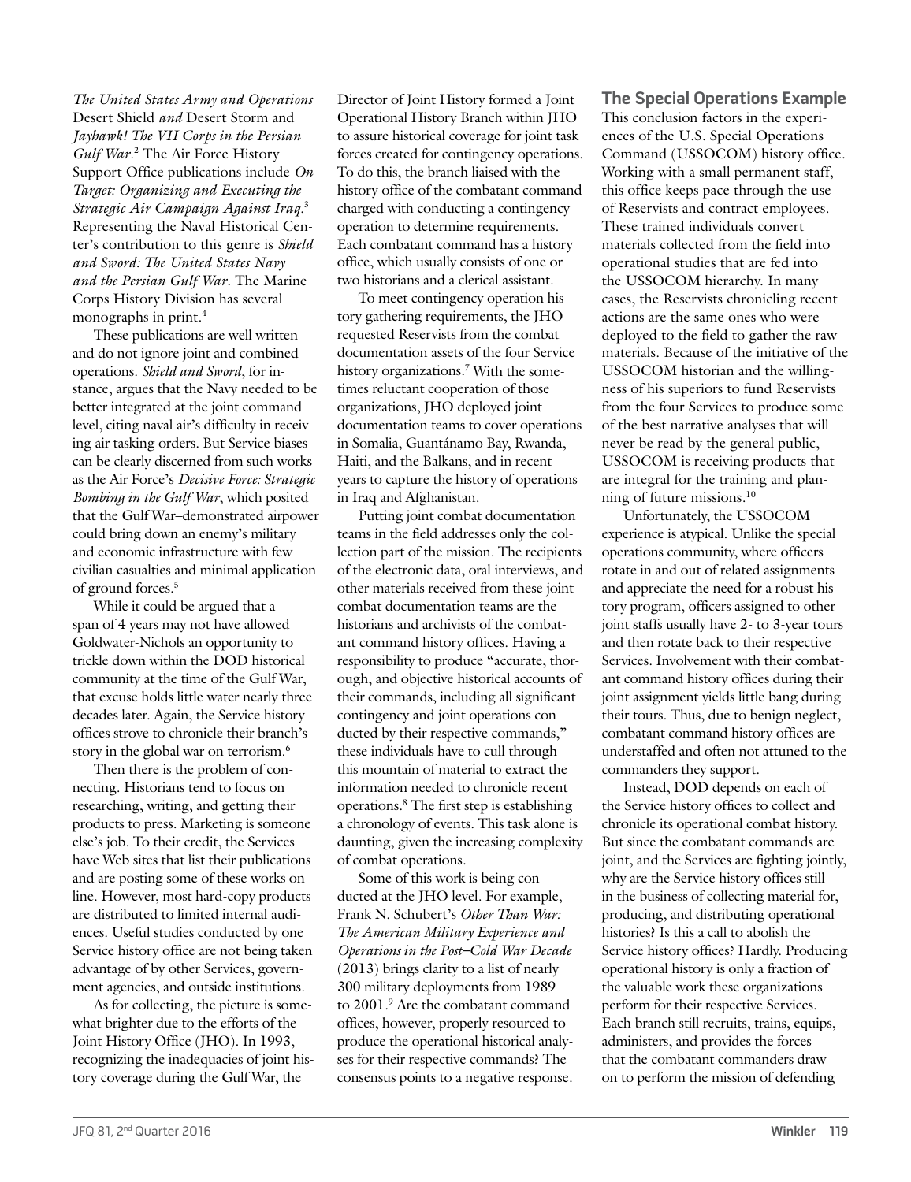*The United States Army and Operations* Desert Shield *and* Desert Storm and *Jayhawk! The VII Corps in the Persian Gulf War*.[2] The Air Force History Support Office publications include *On Target: Organizing and Executing the Strategic Air Campaign Against Iraq*.[3] Representing the Naval Historical Center's contribution to this genre is *Shield and Sword: The United States Navy and the Persian Gulf War*. The Marine Corps History Division has several monographs in print.[4]

These publications are well written and do not ignore joint and combined operations. *Shield and Sword*, for instance, argues that the Navy needed to be better integrated at the joint command level, citing naval air's difficulty in receiving air tasking orders. But Service biases can be clearly discerned from such works as the Air Force's *Decisive Force: Strategic Bombing in the Gulf War*, which posited that the Gulf War–demonstrated airpower could bring down an enemy's military and economic infrastructure with few civilian casualties and minimal application of ground forces.[5]

While it could be argued that a span of 4 years may not have allowed Goldwater-Nichols an opportunity to trickle down within the DOD historical community at the time of the Gulf War, that excuse holds little water nearly three decades later. Again, the Service history offices strove to chronicle their branch's story in the global war on terrorism.[6]

Then there is the problem of connecting. Historians tend to focus on researching, writing, and getting their products to press. Marketing is someone else's job. To their credit, the Services have Web sites that list their publications and are posting some of these works online. However, most hard-copy products are distributed to limited internal audiences. Useful studies conducted by one Service history office are not being taken advantage of by other Services, government agencies, and outside institutions.

As for collecting, the picture is somewhat brighter due to the efforts of the Joint History Office (JHO). In 1993, recognizing the inadequacies of joint history coverage during the Gulf War, the Director of Joint History formed a Joint Operational History Branch within JHO to assure historical coverage for joint task forces created for contingency operations. To do this, the branch liaised with the history office of the combatant command charged with conducting a contingency operation to determine requirements. Each combatant command has a history office, which usually consists of one or two historians and a clerical assistant.

To meet contingency operation history gathering requirements, the JHO requested Reservists from the combat documentation assets of the four Service history organizations.[7] With the sometimes reluctant cooperation of those organizations, JHO deployed joint documentation teams to cover operations in Somalia, Guantánamo Bay, Rwanda, Haiti, and the Balkans, and in recent years to capture the history of operations in Iraq and Afghanistan.

Putting joint combat documentation teams in the field addresses only the collection part of the mission. The recipients of the electronic data, oral interviews, and other materials received from these joint combat documentation teams are the historians and archivists of the combatant command history offices. Having a responsibility to produce "accurate, thorough, and objective historical accounts of their commands, including all significant contingency and joint operations conducted by their respective commands," these individuals have to cull through this mountain of material to extract the information needed to chronicle recent operations.[8] The first step is establishing a chronology of events. This task alone is daunting, given the increasing complexity of combat operations.

Some of this work is being conducted at the JHO level. For example, Frank N. Schubert's *Other Than War: The American Military Experience and Operations in the Post–Cold War Decade* (2013) brings clarity to a list of nearly 300 military deployments from 1989 to 2001.[9] Are the combatant command offices, however, properly resourced to produce the operational historical analyses for their respective commands? The consensus points to a negative response.

## The Special Operations Example

This conclusion factors in the experiences of the U.S. Special Operations Command (USSOCOM) history office. Working with a small permanent staff, this office keeps pace through the use of Reservists and contract employees. These trained individuals convert materials collected from the field into operational studies that are fed into the USSOCOM hierarchy. In many cases, the Reservists chronicling recent actions are the same ones who were deployed to the field to gather the raw materials. Because of the initiative of the USSOCOM historian and the willingness of his superiors to fund Reservists from the four Services to produce some of the best narrative analyses that will never be read by the general public, USSOCOM is receiving products that are integral for the training and planning of future missions.[10]

Unfortunately, the USSOCOM experience is atypical. Unlike the special operations community, where officers rotate in and out of related assignments and appreciate the need for a robust history program, officers assigned to other joint staffs usually have 2- to 3-year tours and then rotate back to their respective Services. Involvement with their combatant command history offices during their joint assignment yields little bang during their tours. Thus, due to benign neglect, combatant command history offices are understaffed and often not attuned to the commanders they support.

Instead, DOD depends on each of the Service history offices to collect and chronicle its operational combat history. But since the combatant commands are joint, and the Services are fighting jointly, why are the Service history offices still in the business of collecting material for, producing, and distributing operational histories? Is this a call to abolish the Service history offices? Hardly. Producing operational history is only a fraction of the valuable work these organizations perform for their respective Services. Each branch still recruits, trains, equips, administers, and provides the forces that the combatant commanders draw on to perform the mission of defending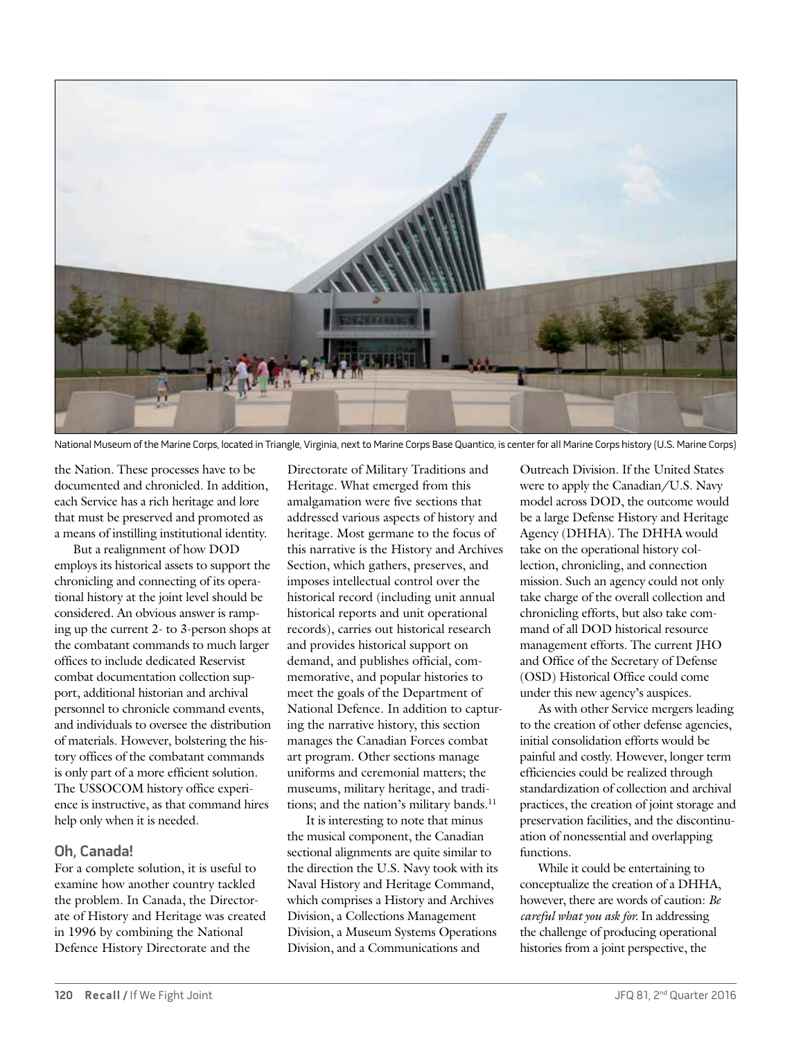National Museum of the Marine Corps, located in Triangle, Virginia, next to Marine Corps Base Quantico, is center for all Marine Corps history (U.S. Marine Corps)

the Nation. These processes have to be documented and chronicled. In addition, each Service has a rich heritage and lore that must be preserved and promoted as a means of instilling institutional identity.

But a realignment of how DOD employs its historical assets to support the chronicling and connecting of its operational history at the joint level should be considered. An obvious answer is ramping up the current 2- to 3-person shops at the combatant commands to much larger offices to include dedicated Reservist combat documentation collection support, additional historian and archival personnel to chronicle command events, and individuals to oversee the distribution of materials. However, bolstering the history offices of the combatant commands is only part of a more efficient solution. The USSOCOM history office experience is instructive, as that command hires help only when it is needed.

## Oh, Canada!

For a complete solution, it is useful to examine how another country tackled the problem. In Canada, the Directorate of History and Heritage was created in 1996 by combining the National Defence History Directorate and the Directorate of Military Traditions and Heritage. What emerged from this amalgamation were five sections that addressed various aspects of history and heritage. Most germane to the focus of this narrative is the History and Archives Section, which gathers, preserves, and imposes intellectual control over the historical record (including unit annual historical reports and unit operational records), carries out historical research and provides historical support on demand, and publishes official, commemorative, and popular histories to meet the goals of the Department of National Defence. In addition to capturing the narrative history, this section manages the Canadian Forces combat art program. Other sections manage uniforms and ceremonial matters; the museums, military heritage, and traditions; and the nation's military bands.[11]

It is interesting to note that minus the musical component, the Canadian sectional alignments are quite similar to the direction the U.S. Navy took with its Naval History and Heritage Command, which comprises a History and Archives Division, a Collections Management Division, a Museum Systems Operations Division, and a Communications and Outreach Division. If the United States were to apply the Canadian/U.S. Navy model across DOD, the outcome would be a large Defense History and Heritage Agency (DHHA). The DHHA would take on the operational history collection, chronicling, and connection mission. Such an agency could not only take charge of the overall collection and chronicling efforts, but also take command of all DOD historical resource management efforts. The current JHO and Office of the Secretary of Defense (OSD) Historical Office could come under this new agency's auspices.

As with other Service mergers leading to the creation of other defense agencies, initial consolidation efforts would be painful and costly. However, longer term efficiencies could be realized through standardization of collection and archival practices, the creation of joint storage and preservation facilities, and the discontinuation of nonessential and overlapping functions.

While it could be entertaining to conceptualize the creation of a DHHA, however, there are words of caution: *Be careful what you ask for*. In addressing the challenge of producing operational histories from a joint perspective, the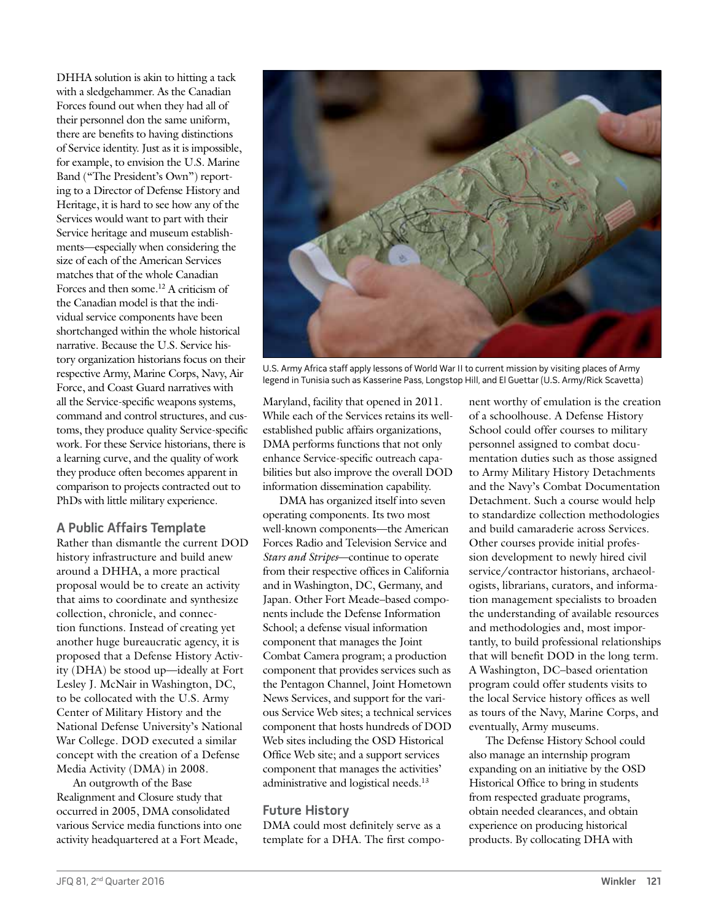DHHA solution is akin to hitting a tack with a sledgehammer. As the Canadian Forces found out when they had all of their personnel don the same uniform, there are benefits to having distinctions of Service identity. Just as it is impossible, for example, to envision the U.S. Marine Band ("The President's Own") reporting to a Director of Defense History and Heritage, it is hard to see how any of the Services would want to part with their Service heritage and museum establishments—especially when considering the size of each of the American Services matches that of the whole Canadian Forces and then some.[12] A criticism of the Canadian model is that the individual service components have been shortchanged within the whole historical narrative. Because the U.S. Service history organization historians focus on their respective Army, Marine Corps, Navy, Air Force, and Coast Guard narratives with all the Service-specific weapons systems, command and control structures, and customs, they produce quality Service-specific work. For these Service historians, there is a learning curve, and the quality of work they produce often becomes apparent in comparison to projects contracted out to PhDs with little military experience.

## A Public Affairs Template

Rather than dismantle the current DOD history infrastructure and build anew around a DHHA, a more practical proposal would be to create an activity that aims to coordinate and synthesize collection, chronicle, and connection functions. Instead of creating yet another huge bureaucratic agency, it is proposed that a Defense History Activity (DHA) be stood up—ideally at Fort Lesley J. McNair in Washington, DC, to be collocated with the U.S. Army Center of Military History and the National Defense University's National War College. DOD executed a similar concept with the creation of a Defense Media Activity (DMA) in 2008.

An outgrowth of the Base Realignment and Closure study that occurred in 2005, DMA consolidated various Service media functions into one activity headquartered at a Fort Meade, Maryland, facility that opened in 2011. While each of the Services retains its well-established public affairs organizations, DMA performs functions that not only enhance Service-specific outreach capabilities but also improve the overall DOD information dissemination capability.

DMA has organized itself into seven operating components. Its two most well-known components—the American Forces Radio and Television Service and *Stars and Stripes*—continue to operate from their respective offices in California and in Washington, DC, Germany, and Japan. Other Fort Meade–based components include the Defense Information School; a defense visual information component that manages the Joint Combat Camera program; a production component that provides services such as the Pentagon Channel, Joint Hometown News Services, and support for the various Service Web sites; a technical services component that hosts hundreds of DOD Web sites including the OSD Historical Office Web site; and a support services component that manages the activities' administrative and logistical needs.[13]

U.S. Army Africa staff apply lessons of World War II to current mission by visiting places of Army legend in Tunisia such as Kasserine Pass, Longstop Hill, and El Guettar (U.S. Army/Rick Scavetta)

## Future History

DMA could most definitely serve as a template for a DHA. The first component worthy of emulation is the creation of a schoolhouse. A Defense History School could offer courses to military personnel assigned to combat documentation duties such as those assigned to Army Military History Detachments and the Navy's Combat Documentation Detachment. Such a course would help to standardize collection methodologies and build camaraderie across Services. Other courses provide initial profession development to newly hired civil service/contractor historians, archaeologists, librarians, curators, and information management specialists to broaden the understanding of available resources and methodologies and, most importantly, to build professional relationships that will benefit DOD in the long term. A Washington, DC–based orientation program could offer students visits to the local Service history offices as well as tours of the Navy, Marine Corps, and eventually, Army museums.

The Defense History School could also manage an internship program expanding on an initiative by the OSD Historical Office to bring in students from respected graduate programs, obtain needed clearances, and obtain experience on producing historical products. By collocating DHA with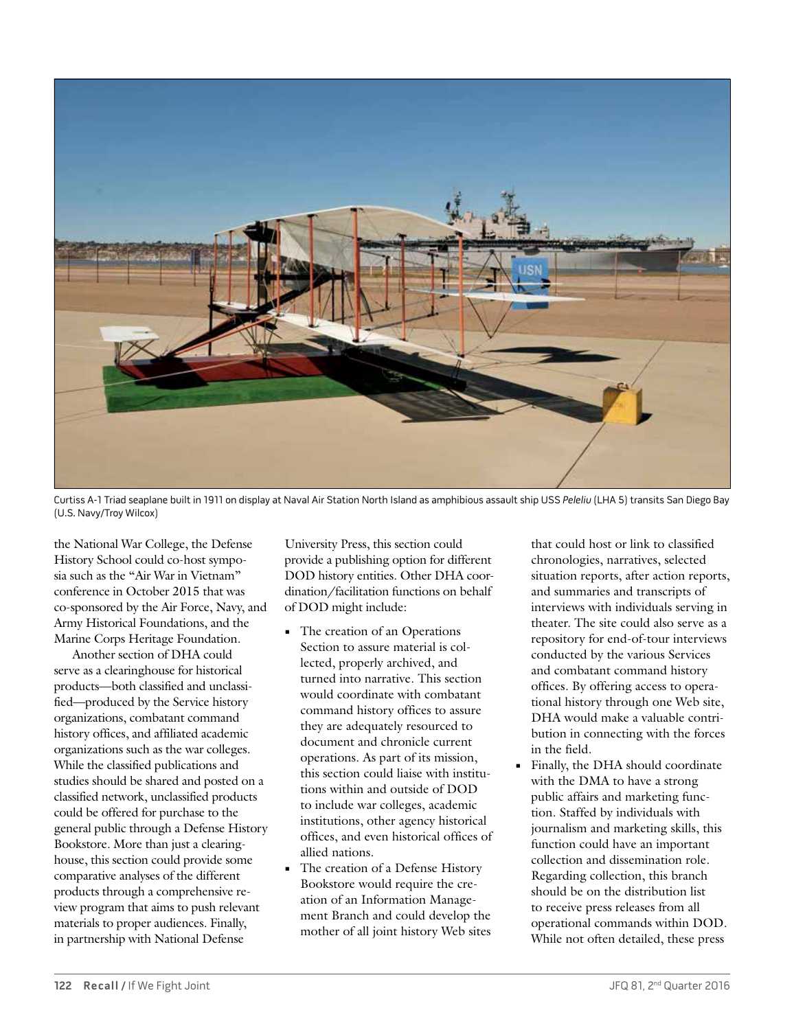Curtiss A-1 Triad seaplane built in 1911 on display at Naval Air Station North Island as amphibious assault ship USS *Peleliu* (LHA 5) transits San Diego Bay (U.S. Navy/Troy Wilcox)

the National War College, the Defense History School could co-host symposia such as the "Air War in Vietnam" conference in October 2015 that was co-sponsored by the Air Force, Navy, and Army Historical Foundations, and the Marine Corps Heritage Foundation.

Another section of DHA could serve as a clearinghouse for historical products—both classified and unclassified—produced by the Service history organizations, combatant command history offices, and affiliated academic organizations such as the war colleges. While the classified publications and studies should be shared and posted on a classified network, unclassified products could be offered for purchase to the general public through a Defense History Bookstore. More than just a clearinghouse, this section could provide some comparative analyses of the different products through a comprehensive review program that aims to push relevant materials to proper audiences. Finally, in partnership with National Defense University Press, this section could provide a publishing option for different DOD history entities. Other DHA coordination/facilitation functions on behalf of DOD might include:

- The creation of an Operations Section to assure material is collected, properly archived, and turned into narrative. This section would coordinate with combatant command history offices to assure they are adequately resourced to document and chronicle current operations. As part of its mission, this section could liaise with institutions within and outside of DOD to include war colleges, academic institutions, other agency historical offices, and even historical offices of allied nations.
- The creation of a Defense History Bookstore would require the creation of an Information Management Branch and could develop the mother of all joint history Web sites that could host or link to classified chronologies, narratives, selected situation reports, after action reports, and summaries and transcripts of interviews with individuals serving in theater. The site could also serve as a repository for end-of-tour interviews conducted by the various Services and combatant command history offices. By offering access to operational history through one Web site, DHA would make a valuable contribution in connecting with the forces in the field.
- Finally, the DHA should coordinate with the DMA to have a strong public affairs and marketing function. Staffed by individuals with journalism and marketing skills, this function could have an important collection and dissemination role. Regarding collection, this branch should be on the distribution list to receive press releases from all operational commands within DOD. While not often detailed, these press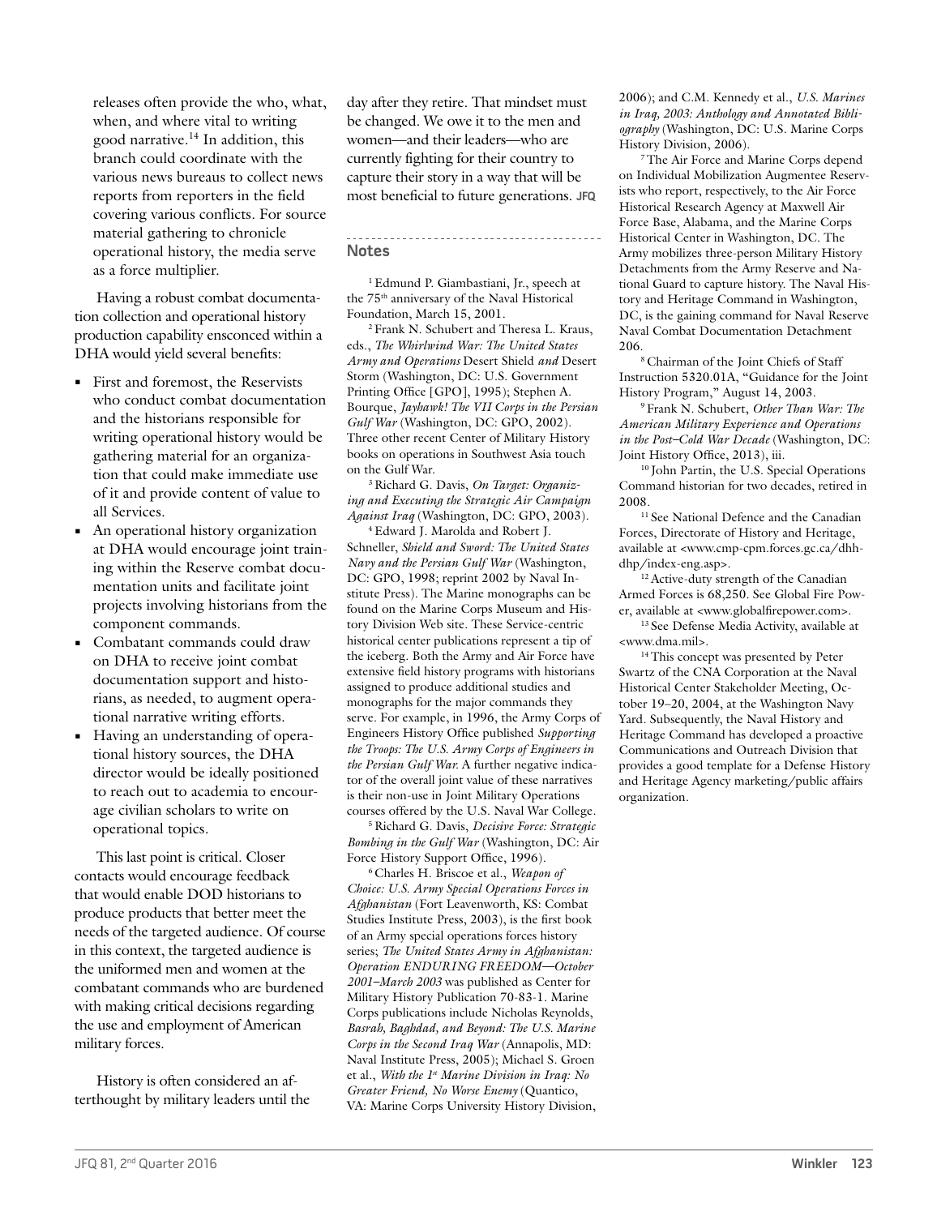releases often provide the who, what, when, and where vital to writing good narrative.[14] In addition, this branch could coordinate with the various news bureaus to collect news reports from reporters in the field covering various conflicts. For source material gathering to chronicle operational history, the media serve as a force multiplier.

Having a robust combat documentation collection and operational history production capability ensconced within a DHA would yield several benefits:

- First and foremost, the Reservists who conduct combat documentation and the historians responsible for writing operational history would be gathering material for an organization that could make immediate use of it and provide content of value to all Services.
- An operational history organization at DHA would encourage joint training within the Reserve combat documentation units and facilitate joint projects involving historians from the component commands.
- Combatant commands could draw on DHA to receive joint combat documentation support and historians, as needed, to augment operational narrative writing efforts.
- Having an understanding of operational history sources, the DHA director would be ideally positioned to reach out to academia to encourage civilian scholars to write on operational topics.

This last point is critical. Closer contacts would encourage feedback that would enable DOD historians to produce products that better meet the needs of the targeted audience. Of course in this context, the targeted audience is the uniformed men and women at the combatant commands who are burdened with making critical decisions regarding the use and employment of American military forces.

History is often considered an afterthought by military leaders until the day after they retire. That mindset must be changed. We owe it to the men and women—and their leaders—who are currently fighting for their country to capture their story in a way that will be most beneficial to future generations. **JFQ**

## Notes

[1] Edmund P. Giambastiani, Jr., speech at the 75th anniversary of the Naval Historical Foundation, March 15, 2001.

[2] Frank N. Schubert and Theresa L. Kraus, eds., *The Whirlwind War: The United States Army and Operations* Desert Shield *and* Desert Storm (Washington, DC: U.S. Government Printing Office [GPO], 1995); Stephen A. Bourque, *Jayhawk! The VII Corps in the Persian Gulf War* (Washington, DC: GPO, 2002). Three other recent Center of Military History books on operations in Southwest Asia touch on the Gulf War.

[3] Richard G. Davis, *On Target: Organizing and Executing the Strategic Air Campaign Against Iraq* (Washington, DC: GPO, 2003).

[4] Edward J. Marolda and Robert J. Schneller, *Shield and Sword: The United States Navy and the Persian Gulf War* (Washington, DC: GPO, 1998; reprint 2002 by Naval Institute Press). The Marine monographs can be found on the Marine Corps Museum and History Division Web site. These Service-centric historical center publications represent a tip of the iceberg. Both the Army and Air Force have extensive field history programs with historians assigned to produce additional studies and monographs for the major commands they serve. For example, in 1996, the Army Corps of Engineers History Office published *Supporting the Troops: The U.S. Army Corps of Engineers in the Persian Gulf War*. A further negative indicator of the overall joint value of these narratives is their non-use in Joint Military Operations courses offered by the U.S. Naval War College.

[5] Richard G. Davis, *Decisive Force: Strategic Bombing in the Gulf War* (Washington, DC: Air Force History Support Office, 1996).

[6] Charles H. Briscoe et al., *Weapon of Choice: U.S. Army Special Operations Forces in Afghanistan* (Fort Leavenworth, KS: Combat Studies Institute Press, 2003), is the first book of an Army special operations forces history series; *The United States Army in Afghanistan: Operation ENDURING FREEDOM—October 2001–March 2003* was published as Center for Military History Publication 70-83-1. Marine Corps publications include Nicholas Reynolds, *Basrah, Baghdad, and Beyond: The U.S. Marine Corps in the Second Iraq War* (Annapolis, MD: Naval Institute Press, 2005); Michael S. Groen et al., *With the 1st Marine Division in Iraq: No Greater Friend, No Worse Enemy* (Quantico, VA: Marine Corps University History Division, 2006); and C.M. Kennedy et al., *U.S. Marines in Iraq, 2003: Anthology and Annotated Bibliography* (Washington, DC: U.S. Marine Corps History Division, 2006).

[7] The Air Force and Marine Corps depend on Individual Mobilization Augmentee Reservists who report, respectively, to the Air Force Historical Research Agency at Maxwell Air Force Base, Alabama, and the Marine Corps Historical Center in Washington, DC. The Army mobilizes three-person Military History Detachments from the Army Reserve and National Guard to capture history. The Naval History and Heritage Command in Washington, DC, is the gaining command for Naval Reserve Naval Combat Documentation Detachment 206.

[8] Chairman of the Joint Chiefs of Staff Instruction 5320.01A, "Guidance for the Joint History Program," August 14, 2003.

[9] Frank N. Schubert, *Other Than War: The American Military Experience and Operations in the Post–Cold War Decade* (Washington, DC: Joint History Office, 2013), iii.

[10] John Partin, the U.S. Special Operations Command historian for two decades, retired in 2008.

[11] See National Defence and the Canadian Forces, Directorate of History and Heritage, available at <www.cmp-cpm.forces.gc.ca/dhh-dhp/index-eng.asp>.

[12] Active-duty strength of the Canadian Armed Forces is 68,250. See Global Fire Power, available at <www.globalfirepower.com>.

[13] See Defense Media Activity, available at <www.dma.mil>.

[14] This concept was presented by Peter Swartz of the CNA Corporation at the Naval Historical Center Stakeholder Meeting, October 19–20, 2004, at the Washington Navy Yard. Subsequently, the Naval History and Heritage Command has developed a proactive Communications and Outreach Division that provides a good template for a Defense History and Heritage Agency marketing/public affairs organization.